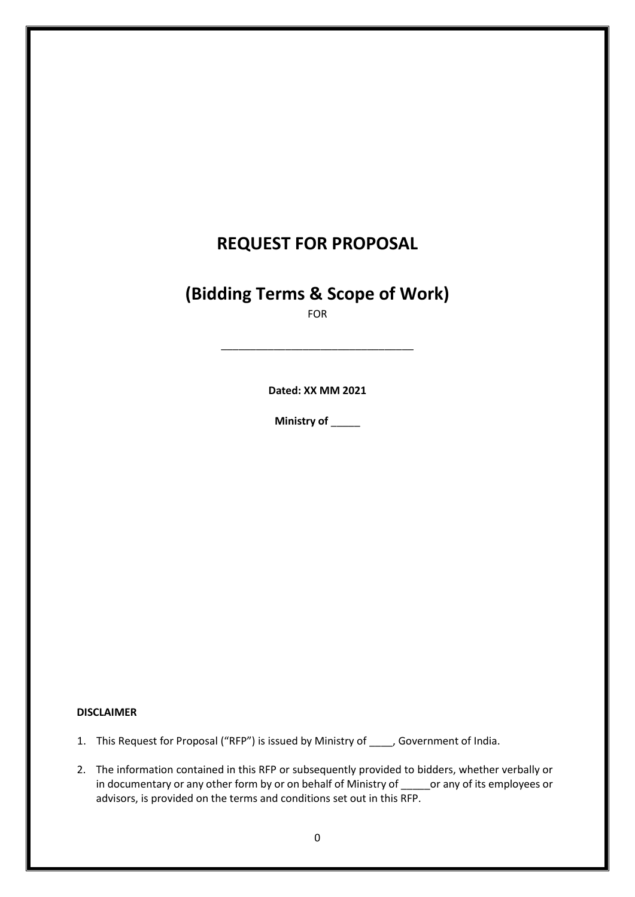# REQUEST FOR PROPOSAL

# (Bidding Terms & Scope of Work)

FOR

________________________________

**Dated: XX MM 2021**

**Ministry of _____**

**DISCLAIMER**

1. This Request for Proposal ("RFP") is issued by Ministry of ____, Government of India.
2. The information contained in this RFP or subsequently provided to bidders, whether verbally or in documentary or any other form by or on behalf of Ministry of _____or any of its employees or advisors, is provided on the terms and conditions set out in this RFP.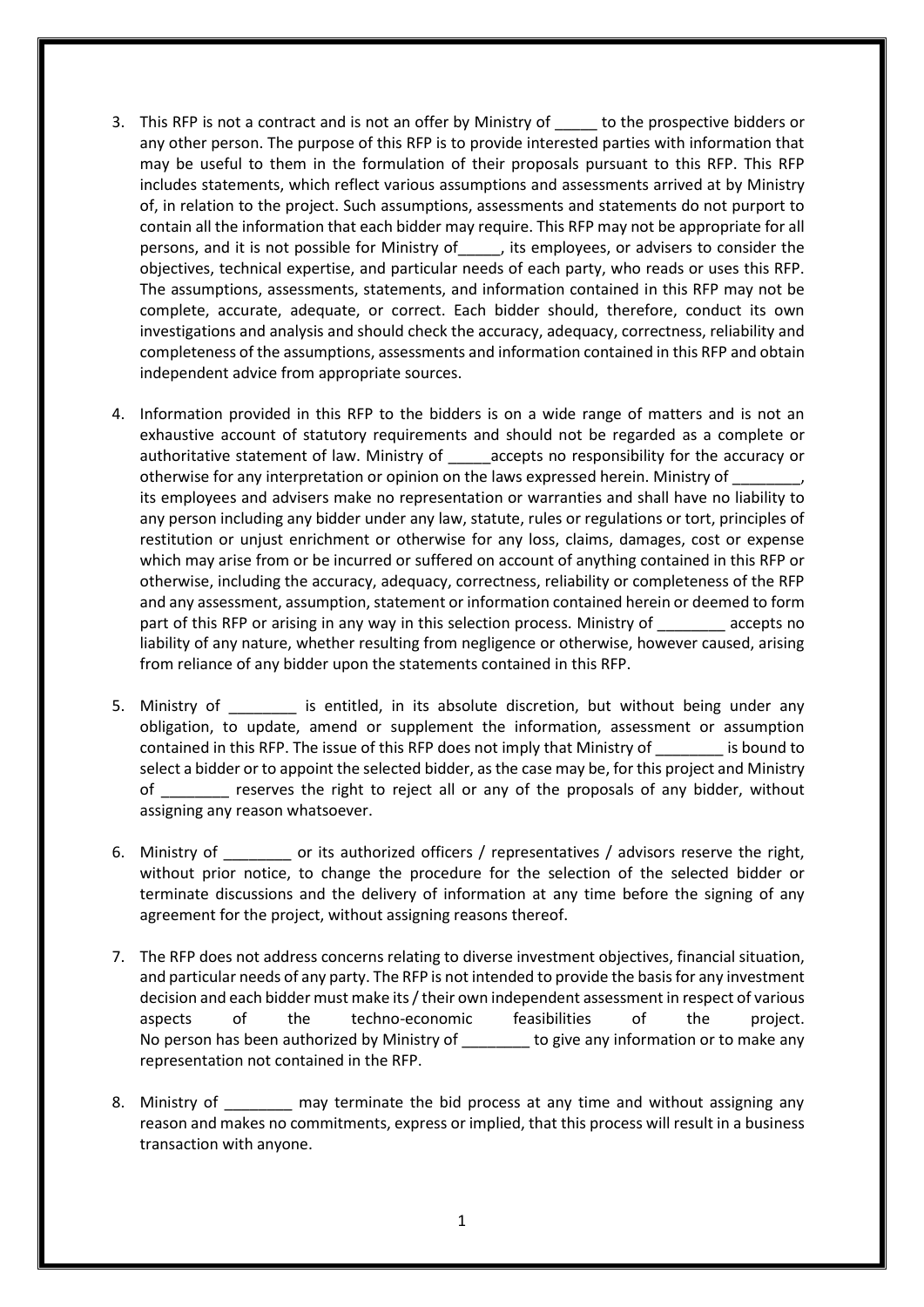3. This RFP is not a contract and is not an offer by Ministry of _____ to the prospective bidders or any other person. The purpose of this RFP is to provide interested parties with information that may be useful to them in the formulation of their proposals pursuant to this RFP. This RFP includes statements, which reflect various assumptions and assessments arrived at by Ministry of, in relation to the project. Such assumptions, assessments and statements do not purport to contain all the information that each bidder may require. This RFP may not be appropriate for all persons, and it is not possible for Ministry of_____, its employees, or advisers to consider the objectives, technical expertise, and particular needs of each party, who reads or uses this RFP. The assumptions, assessments, statements, and information contained in this RFP may not be complete, accurate, adequate, or correct. Each bidder should, therefore, conduct its own investigations and analysis and should check the accuracy, adequacy, correctness, reliability and completeness of the assumptions, assessments and information contained in this RFP and obtain independent advice from appropriate sources.

4. Information provided in this RFP to the bidders is on a wide range of matters and is not an exhaustive account of statutory requirements and should not be regarded as a complete or authoritative statement of law. Ministry of _____accepts no responsibility for the accuracy or otherwise for any interpretation or opinion on the laws expressed herein. Ministry of ________, its employees and advisers make no representation or warranties and shall have no liability to any person including any bidder under any law, statute, rules or regulations or tort, principles of restitution or unjust enrichment or otherwise for any loss, claims, damages, cost or expense which may arise from or be incurred or suffered on account of anything contained in this RFP or otherwise, including the accuracy, adequacy, correctness, reliability or completeness of the RFP and any assessment, assumption, statement or information contained herein or deemed to form part of this RFP or arising in any way in this selection process. Ministry of ________ accepts no liability of any nature, whether resulting from negligence or otherwise, however caused, arising from reliance of any bidder upon the statements contained in this RFP.

5. Ministry of ________ is entitled, in its absolute discretion, but without being under any obligation, to update, amend or supplement the information, assessment or assumption contained in this RFP. The issue of this RFP does not imply that Ministry of ________ is bound to select a bidder or to appoint the selected bidder, as the case may be, for this project and Ministry of ________ reserves the right to reject all or any of the proposals of any bidder, without assigning any reason whatsoever.

6. Ministry of ________ or its authorized officers / representatives / advisors reserve the right, without prior notice, to change the procedure for the selection of the selected bidder or terminate discussions and the delivery of information at any time before the signing of any agreement for the project, without assigning reasons thereof.

7. The RFP does not address concerns relating to diverse investment objectives, financial situation, and particular needs of any party. The RFP is not intended to provide the basis for any investment decision and each bidder must make its / their own independent assessment in respect of various aspects of the techno-economic feasibilities of the project. No person has been authorized by Ministry of ________ to give any information or to make any representation not contained in the RFP.

8. Ministry of ________ may terminate the bid process at any time and without assigning any reason and makes no commitments, express or implied, that this process will result in a business transaction with anyone.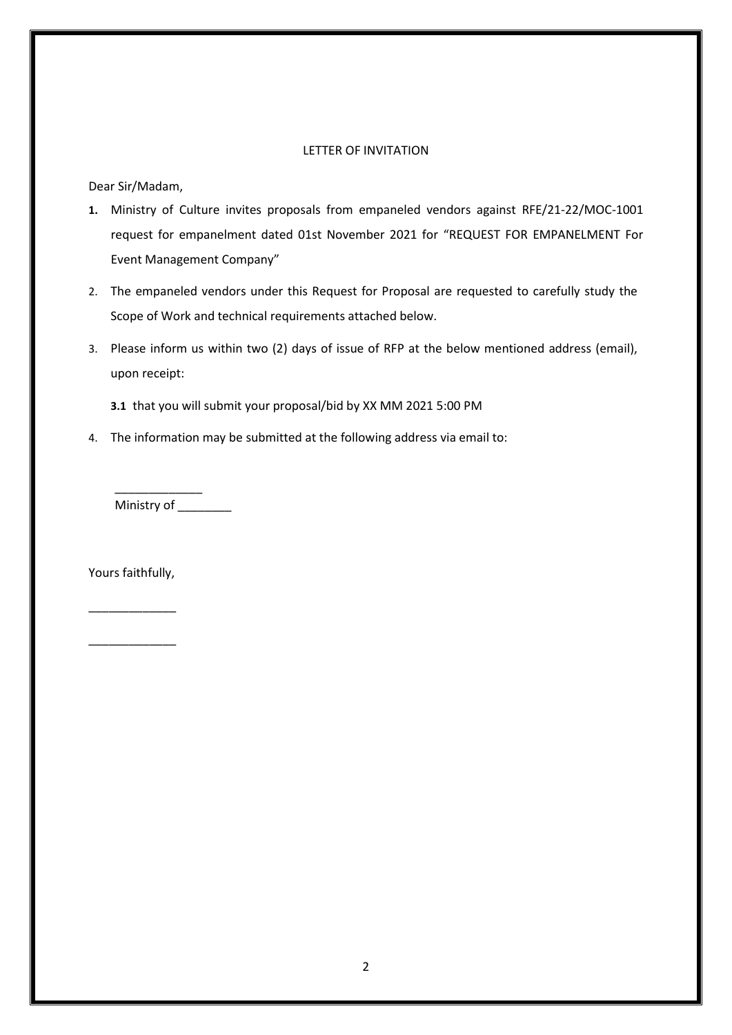LETTER OF INVITATION

Dear Sir/Madam,

1. Ministry of Culture invites proposals from empaneled vendors against RFE/21-22/MOC-1001 request for empanelment dated 01st November 2021 for "REQUEST FOR EMPANELMENT For Event Management Company"
2. The empaneled vendors under this Request for Proposal are requested to carefully study the Scope of Work and technical requirements attached below.
3. Please inform us within two (2) days of issue of RFP at the below mentioned address (email), upon receipt:

   **3.1** that you will submit your proposal/bid by XX MM 2021 5:00 PM

4. The information may be submitted at the following address via email to:

   _____________
   Ministry of ________

Yours faithfully,

_____________

_____________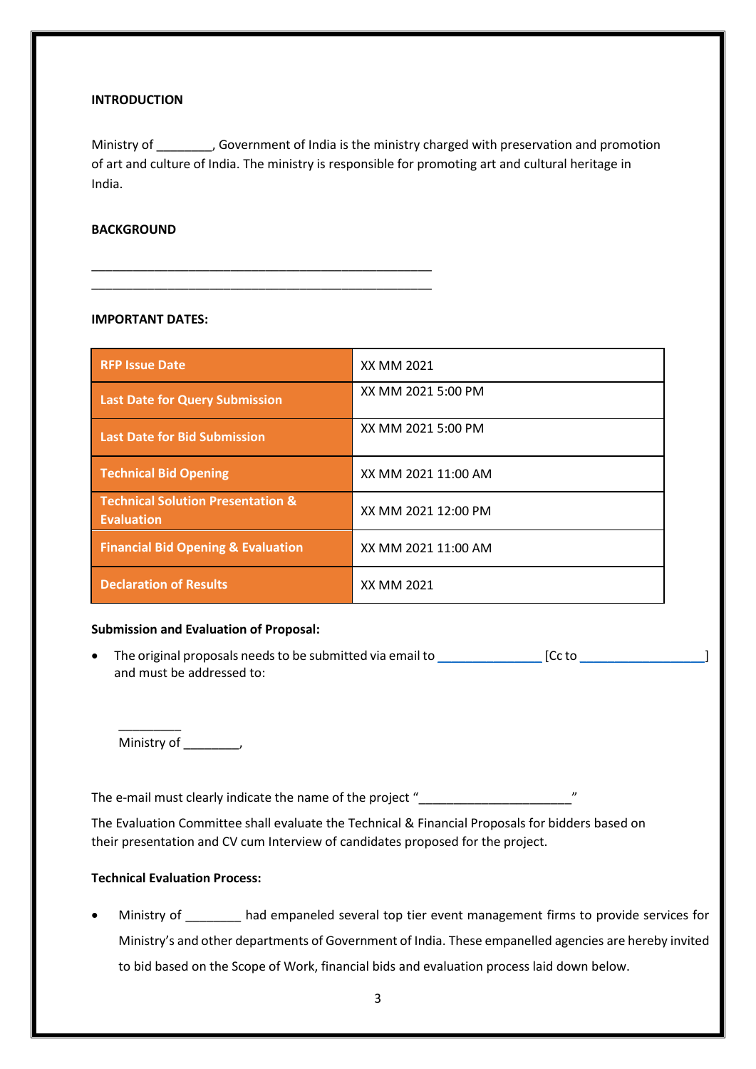**INTRODUCTION**

Ministry of ________, Government of India is the ministry charged with preservation and promotion of art and culture of India. The ministry is responsible for promoting art and cultural heritage in India.

**BACKGROUND**

____________________________________________________
____________________________________________________

**IMPORTANT DATES:**

| | |
|---|---|
| **RFP Issue Date** | XX MM 2021 |
| **Last Date for Query Submission** | XX MM 2021 5:00 PM |
| **Last Date for Bid Submission** | XX MM 2021 5:00 PM |
| **Technical Bid Opening** | XX MM 2021 11:00 AM |
| **Technical Solution Presentation & Evaluation** | XX MM 2021 12:00 PM |
| **Financial Bid Opening & Evaluation** | XX MM 2021 11:00 AM |
| **Declaration of Results** | XX MM 2021 |

**Submission and Evaluation of Proposal:**

- The original proposals needs to be submitted via email to _______________ [Cc to __________________] and must be addressed to:

  _________
  Ministry of ________,

The e-mail must clearly indicate the name of the project "______________________"

The Evaluation Committee shall evaluate the Technical & Financial Proposals for bidders based on their presentation and CV cum Interview of candidates proposed for the project.

**Technical Evaluation Process:**

- Ministry of ________ had empaneled several top tier event management firms to provide services for Ministry's and other departments of Government of India. These empanelled agencies are hereby invited to bid based on the Scope of Work, financial bids and evaluation process laid down below.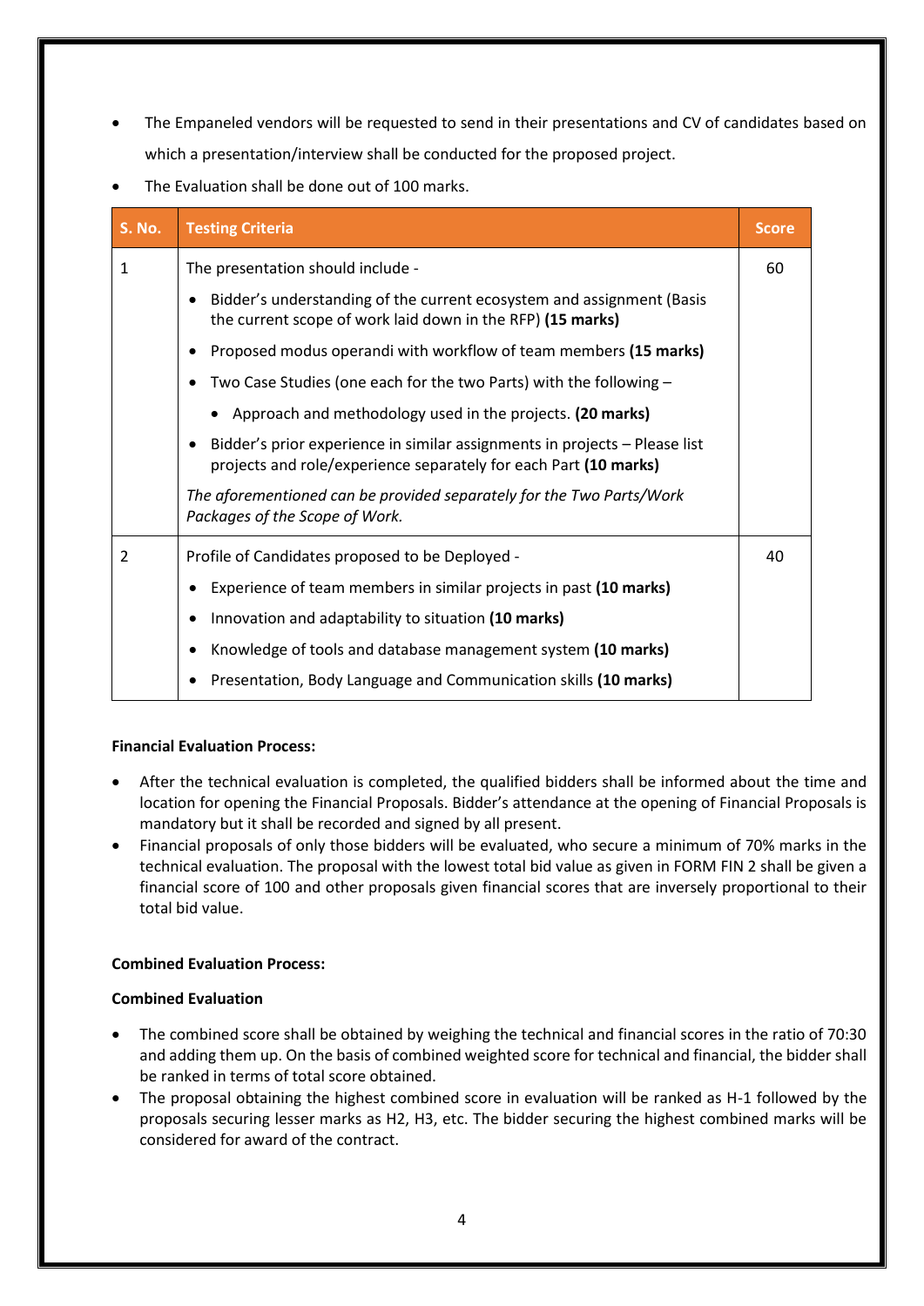- The Empaneled vendors will be requested to send in their presentations and CV of candidates based on which a presentation/interview shall be conducted for the proposed project.
- The Evaluation shall be done out of 100 marks.

| S. No. | Testing Criteria | Score |
|---|---|---|
| 1 | The presentation should include -<br>• Bidder's understanding of the current ecosystem and assignment (Basis the current scope of work laid down in the RFP) **(15 marks)**<br>• Proposed modus operandi with workflow of team members **(15 marks)**<br>• Two Case Studies (one each for the two Parts) with the following –<br>  • Approach and methodology used in the projects. **(20 marks)**<br>• Bidder's prior experience in similar assignments in projects – Please list projects and role/experience separately for each Part **(10 marks)**<br>*The aforementioned can be provided separately for the Two Parts/Work Packages of the Scope of Work.* | 60 |
| 2 | Profile of Candidates proposed to be Deployed -<br>• Experience of team members in similar projects in past **(10 marks)**<br>• Innovation and adaptability to situation **(10 marks)**<br>• Knowledge of tools and database management system **(10 marks)**<br>• Presentation, Body Language and Communication skills **(10 marks)** | 40 |

**Financial Evaluation Process:**

- After the technical evaluation is completed, the qualified bidders shall be informed about the time and location for opening the Financial Proposals. Bidder's attendance at the opening of Financial Proposals is mandatory but it shall be recorded and signed by all present.
- Financial proposals of only those bidders will be evaluated, who secure a minimum of 70% marks in the technical evaluation. The proposal with the lowest total bid value as given in FORM FIN 2 shall be given a financial score of 100 and other proposals given financial scores that are inversely proportional to their total bid value.

**Combined Evaluation Process:**

**Combined Evaluation**

- The combined score shall be obtained by weighing the technical and financial scores in the ratio of 70:30 and adding them up. On the basis of combined weighted score for technical and financial, the bidder shall be ranked in terms of total score obtained.
- The proposal obtaining the highest combined score in evaluation will be ranked as H-1 followed by the proposals securing lesser marks as H2, H3, etc. The bidder securing the highest combined marks will be considered for award of the contract.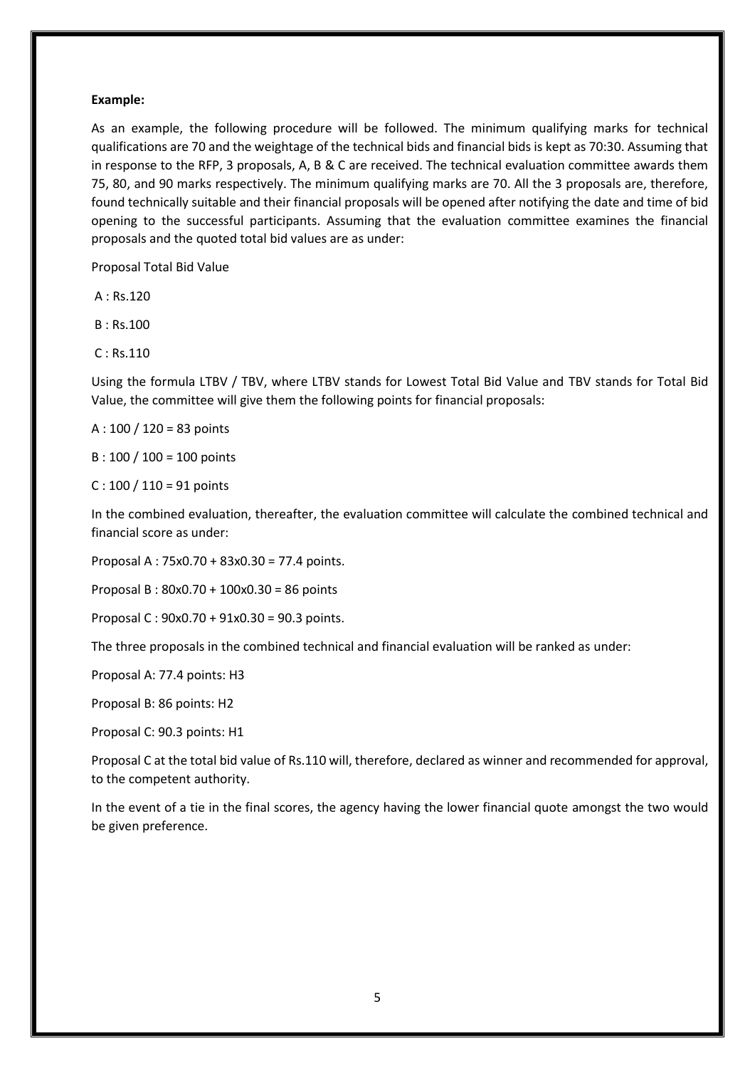**Example:**

As an example, the following procedure will be followed. The minimum qualifying marks for technical qualifications are 70 and the weightage of the technical bids and financial bids is kept as 70:30. Assuming that in response to the RFP, 3 proposals, A, B & C are received. The technical evaluation committee awards them 75, 80, and 90 marks respectively. The minimum qualifying marks are 70. All the 3 proposals are, therefore, found technically suitable and their financial proposals will be opened after notifying the date and time of bid opening to the successful participants. Assuming that the evaluation committee examines the financial proposals and the quoted total bid values are as under:

Proposal Total Bid Value

A : Rs.120

B : Rs.100

C : Rs.110

Using the formula LTBV / TBV, where LTBV stands for Lowest Total Bid Value and TBV stands for Total Bid Value, the committee will give them the following points for financial proposals:

A : 100 / 120 = 83 points

B : 100 / 100 = 100 points

C : 100 / 110 = 91 points

In the combined evaluation, thereafter, the evaluation committee will calculate the combined technical and financial score as under:

Proposal A : 75x0.70 + 83x0.30 = 77.4 points.

Proposal B : 80x0.70 + 100x0.30 = 86 points

Proposal C : 90x0.70 + 91x0.30 = 90.3 points.

The three proposals in the combined technical and financial evaluation will be ranked as under:

Proposal A: 77.4 points: H3

Proposal B: 86 points: H2

Proposal C: 90.3 points: H1

Proposal C at the total bid value of Rs.110 will, therefore, declared as winner and recommended for approval, to the competent authority.

In the event of a tie in the final scores, the agency having the lower financial quote amongst the two would be given preference.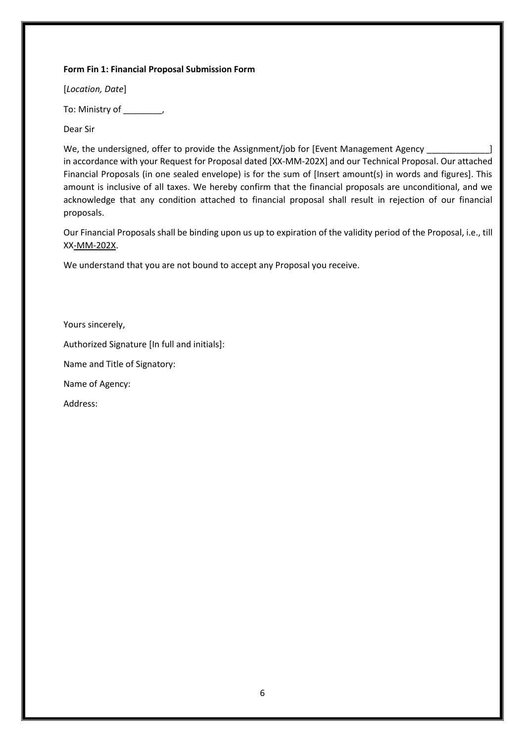**Form Fin 1: Financial Proposal Submission Form**

[*Location, Date*]

To: Ministry of ________,

Dear Sir

We, the undersigned, offer to provide the Assignment/job for [Event Management Agency _____________] in accordance with your Request for Proposal dated [XX-MM-202X] and our Technical Proposal. Our attached Financial Proposals (in one sealed envelope) is for the sum of [Insert amount(s) in words and figures]. This amount is inclusive of all taxes. We hereby confirm that the financial proposals are unconditional, and we acknowledge that any condition attached to financial proposal shall result in rejection of our financial proposals.

Our Financial Proposals shall be binding upon us up to expiration of the validity period of the Proposal, i.e., till XX-MM-202X.

We understand that you are not bound to accept any Proposal you receive.

Yours sincerely,

Authorized Signature [In full and initials]:

Name and Title of Signatory:

Name of Agency:

Address: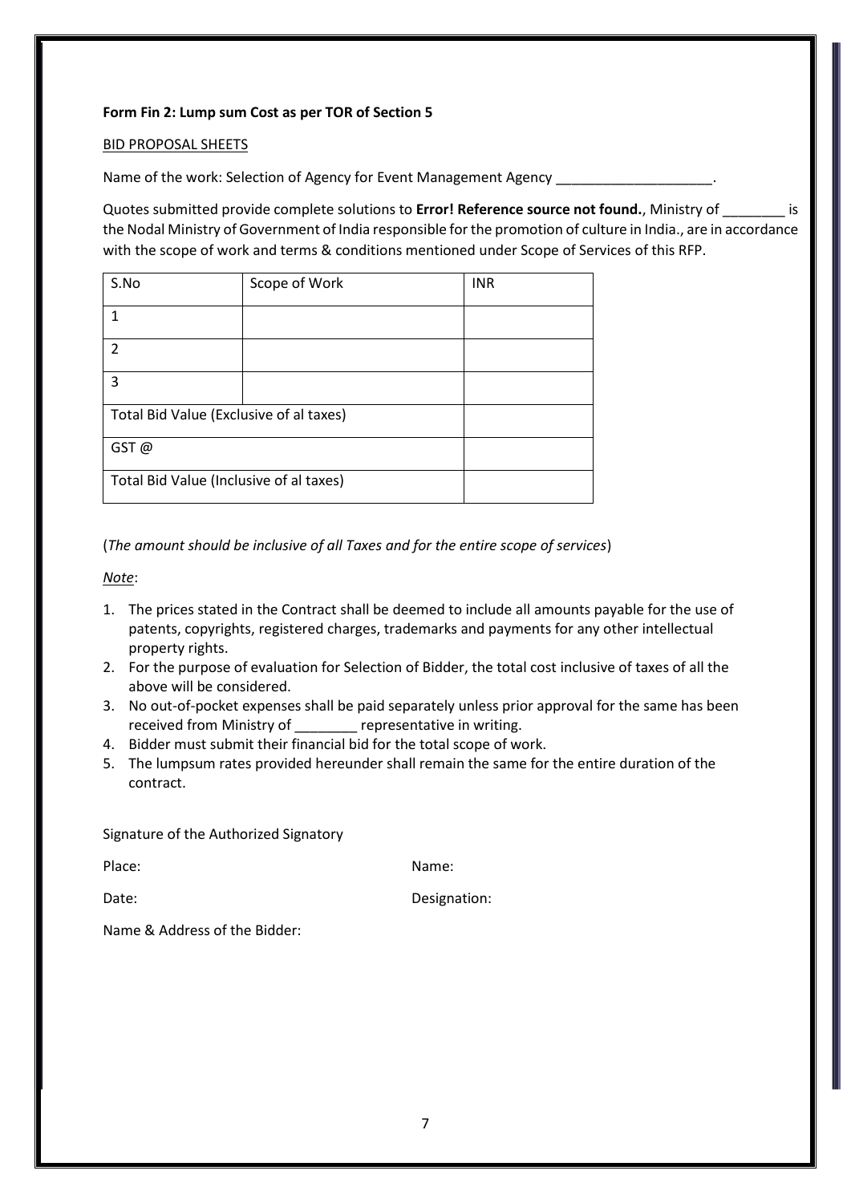**Form Fin 2: Lump sum Cost as per TOR of Section 5**

<u>BID PROPOSAL SHEETS</u>

Name of the work: Selection of Agency for Event Management Agency ____________________.

Quotes submitted provide complete solutions to **Error! Reference source not found.**, Ministry of ________ is the Nodal Ministry of Government of India responsible for the promotion of culture in India., are in accordance with the scope of work and terms & conditions mentioned under Scope of Services of this RFP.

| S.No | Scope of Work | INR |
|---|---|---|
| 1 | | |
| 2 | | |
| 3 | | |
| Total Bid Value (Exclusive of al taxes) | | |
| GST @ | | |
| Total Bid Value (Inclusive of al taxes) | | |

(*The amount should be inclusive of all Taxes and for the entire scope of services*)

*<u>Note</u>*:

1. The prices stated in the Contract shall be deemed to include all amounts payable for the use of patents, copyrights, registered charges, trademarks and payments for any other intellectual property rights.
2. For the purpose of evaluation for Selection of Bidder, the total cost inclusive of taxes of all the above will be considered.
3. No out-of-pocket expenses shall be paid separately unless prior approval for the same has been received from Ministry of ________ representative in writing.
4. Bidder must submit their financial bid for the total scope of work.
5. The lumpsum rates provided hereunder shall remain the same for the entire duration of the contract.

Signature of the Authorized Signatory

Place: Name:

Date: Designation:

Name & Address of the Bidder: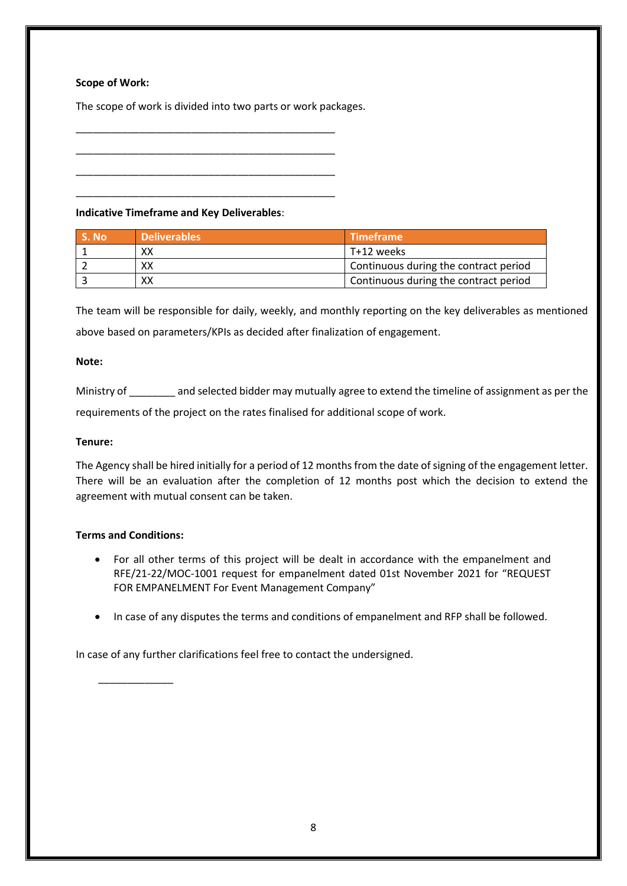**Scope of Work:**

The scope of work is divided into two parts or work packages.

______________________________________________

______________________________________________

______________________________________________

______________________________________________

**Indicative Timeframe and Key Deliverables**:

| S. No | Deliverables | Timeframe |
|---|---|---|
| 1 | XX | T+12 weeks |
| 2 | XX | Continuous during the contract period |
| 3 | XX | Continuous during the contract period |

The team will be responsible for daily, weekly, and monthly reporting on the key deliverables as mentioned above based on parameters/KPIs as decided after finalization of engagement.

**Note:**

Ministry of ________ and selected bidder may mutually agree to extend the timeline of assignment as per the requirements of the project on the rates finalised for additional scope of work.

**Tenure:**

The Agency shall be hired initially for a period of 12 months from the date of signing of the engagement letter. There will be an evaluation after the completion of 12 months post which the decision to extend the agreement with mutual consent can be taken.

**Terms and Conditions:**

- For all other terms of this project will be dealt in accordance with the empanelment and RFE/21-22/MOC-1001 request for empanelment dated 01st November 2021 for "REQUEST FOR EMPANELMENT For Event Management Company"
- In case of any disputes the terms and conditions of empanelment and RFP shall be followed.

In case of any further clarifications feel free to contact the undersigned.

_____________